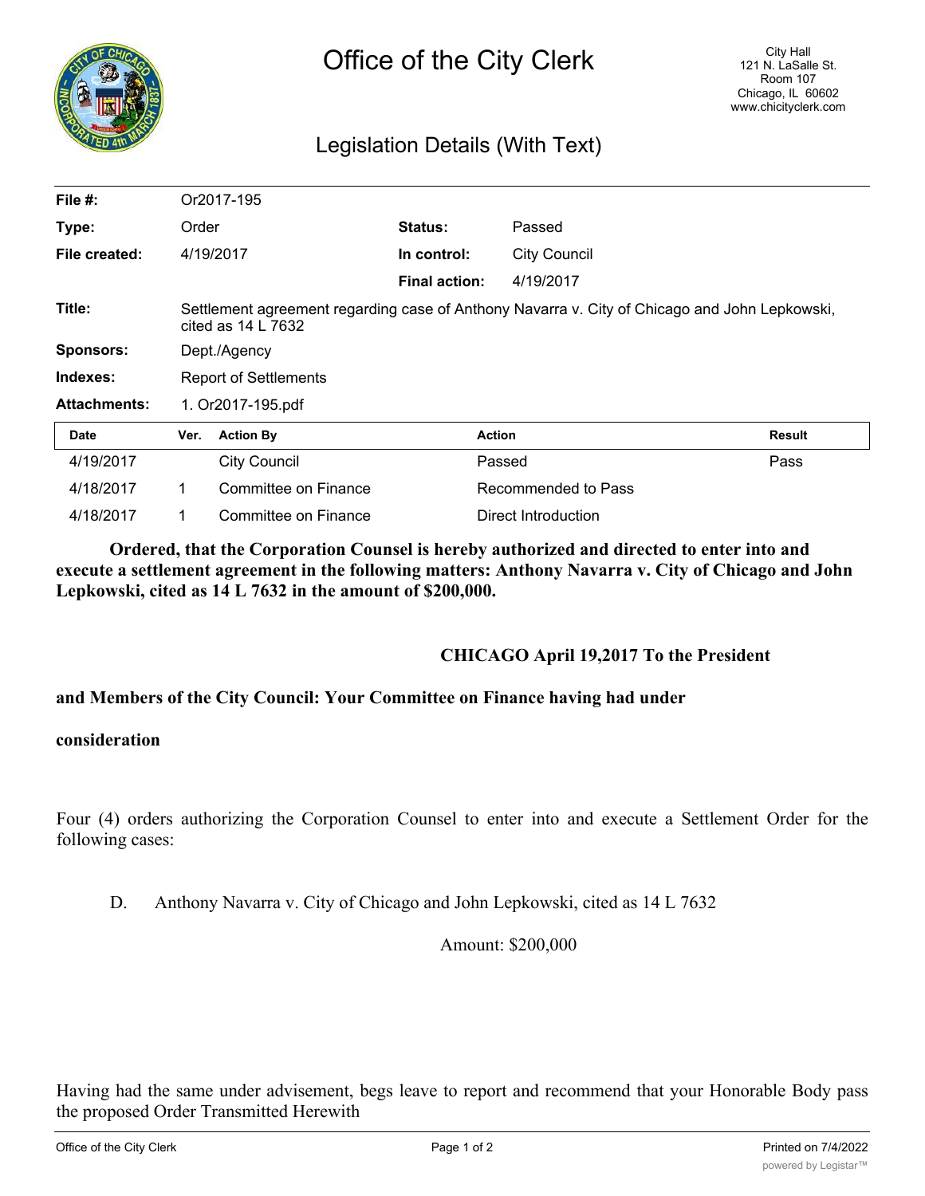# Office of the City Clerk

City Hall
121 N. LaSalle St.
Room 107
Chicago, IL 60602
www.chicityclerk.com

## Legislation Details (With Text)

| | | | |
|---|---|---|---|
| **File #:** | Or2017-195 | | |
| **Type:** | Order | **Status:** | Passed |
| **File created:** | 4/19/2017 | **In control:** | City Council |
| | | **Final action:** | 4/19/2017 |
| **Title:** | Settlement agreement regarding case of Anthony Navarra v. City of Chicago and John Lepkowski, cited as 14 L 7632 | | |
| **Sponsors:** | Dept./Agency | | |
| **Indexes:** | Report of Settlements | | |
| **Attachments:** | 1. Or2017-195.pdf | | |

| Date | Ver. | Action By | Action | Result |
|---|---|---|---|---|
| 4/19/2017 | | City Council | Passed | Pass |
| 4/18/2017 | 1 | Committee on Finance | Recommended to Pass | |
| 4/18/2017 | 1 | Committee on Finance | Direct Introduction | |

**Ordered, that the Corporation Counsel is hereby authorized and directed to enter into and execute a settlement agreement in the following matters: Anthony Navarra v. City of Chicago and John Lepkowski, cited as 14 L 7632 in the amount of $200,000.**

**CHICAGO April 19,2017 To the President**

**and Members of the City Council: Your Committee on Finance having had under**

**consideration**

Four (4) orders authorizing the Corporation Counsel to enter into and execute a Settlement Order for the following cases:

D. Anthony Navarra v. City of Chicago and John Lepkowski, cited as 14 L 7632

Amount: $200,000

Having had the same under advisement, begs leave to report and recommend that your Honorable Body pass the proposed Order Transmitted Herewith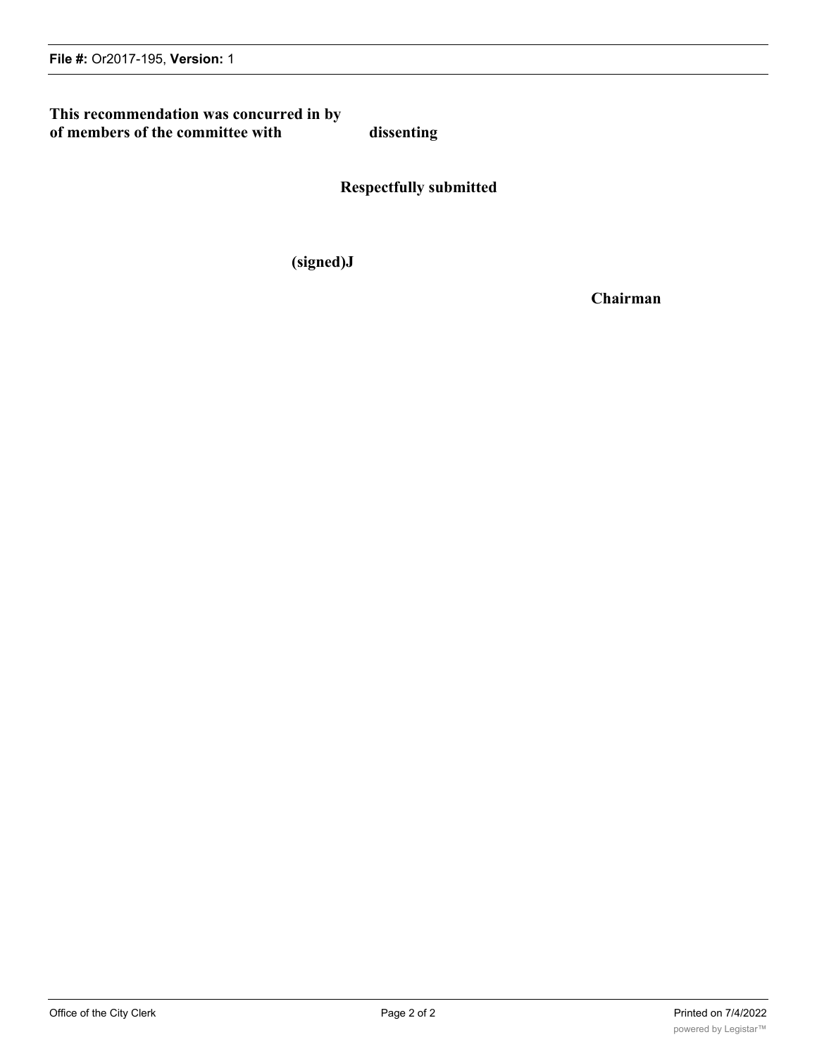**This recommendation was concurred in by**
**of members of the committee with dissenting**

**Respectfully submitted**

**(signed)J**

**Chairman**